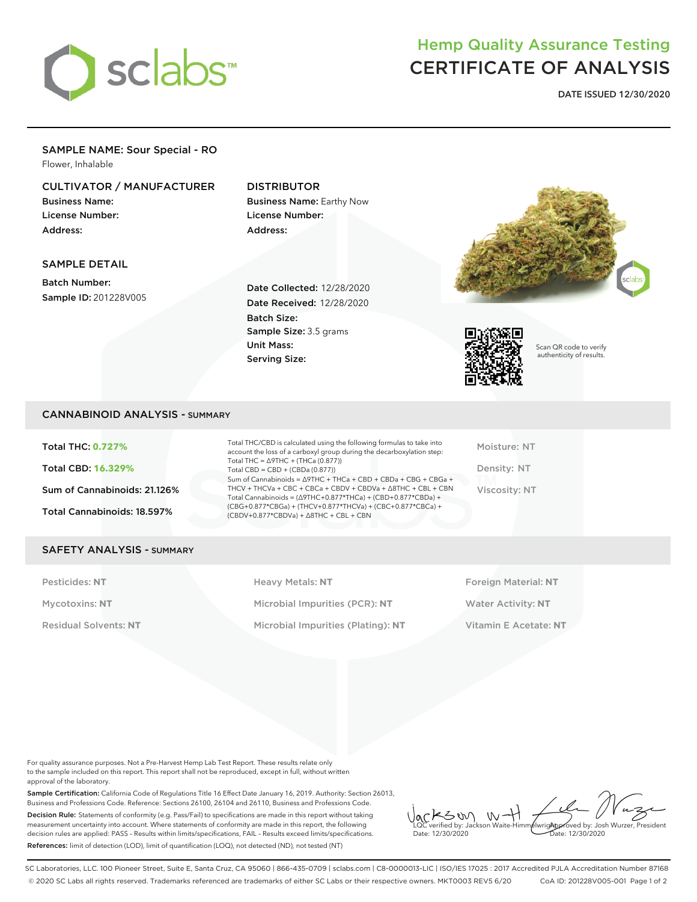# Hemp Quality Assurance Testing
# CERTIFICATE OF ANALYSIS

**DATE ISSUED 12/30/2020**

## SAMPLE NAME: Sour Special - RO

Flower, Inhalable

### CULTIVATOR / MANUFACTURER

**Business Name:**
**License Number:**
**Address:**

### DISTRIBUTOR

**Business Name:** Earthy Now
**License Number:**
**Address:**

### SAMPLE DETAIL

**Batch Number:**
**Sample ID:** 201228V005

**Date Collected:** 12/28/2020
**Date Received:** 12/28/2020
**Batch Size:**
**Sample Size:** 3.5 grams
**Unit Mass:**
**Serving Size:**

Scan QR code to verify authenticity of results.

## CANNABINOID ANALYSIS - SUMMARY

**Total THC: 0.727%**

**Total CBD: 16.329%**

**Sum of Cannabinoids: 21.126%**

**Total Cannabinoids: 18.597%**

Total THC/CBD is calculated using the following formulas to take into account the loss of a carboxyl group during the decarboxylation step:
Total THC = Δ9THC + (THCa (0.877))
Total CBD = CBD + (CBDa (0.877))
Sum of Cannabinoids = Δ9THC + THCa + CBD + CBDa + CBG + CBGa + THCV + THCVa + CBC + CBCa + CBDV + CBDVa + Δ8THC + CBL + CBN
Total Cannabinoids = (Δ9THC+0.877*THCa) + (CBD+0.877*CBDa) + (CBG+0.877*CBGa) + (THCV+0.877*THCVa) + (CBC+0.877*CBCa) + (CBDV+0.877*CBDVa) + Δ8THC + CBL + CBN

Moisture: NT

Density: NT

Viscosity: NT

## SAFETY ANALYSIS - SUMMARY

| | | |
|---|---|---|
| Pesticides: **NT** | Heavy Metals: **NT** | Foreign Material: **NT** |
| Mycotoxins: **NT** | Microbial Impurities (PCR): **NT** | Water Activity: **NT** |
| Residual Solvents: **NT** | Microbial Impurities (Plating): **NT** | Vitamin E Acetate: **NT** |

For quality assurance purposes. Not a Pre-Harvest Hemp Lab Test Report. These results relate only to the sample included on this report. This report shall not be reproduced, except in full, without written approval of the laboratory.

**Sample Certification:** California Code of Regulations Title 16 Effect Date January 16, 2019. Authority: Section 26013, Business and Professions Code. Reference: Sections 26100, 26104 and 26110, Business and Professions Code.

**Decision Rule:** Statements of conformity (e.g. Pass/Fail) to specifications are made in this report without taking measurement uncertainty into account. Where statements of conformity are made in this report, the following decision rules are applied: PASS - Results within limits/specifications, FAIL - Results exceed limits/specifications.

**References:** limit of detection (LOD), limit of quantification (LOQ), not detected (ND), not tested (NT)

LQC verified by: Jackson Waite-Himmelwright
Date: 12/30/2020

Approved by: Josh Wurzer, President
Date: 12/30/2020

SC Laboratories, LLC. 100 Pioneer Street, Suite E, Santa Cruz, CA 95060 | 866-435-0709 | sclabs.com | C8-0000013-LIC | ISO/IES 17025 : 2017 Accredited PJLA Accreditation Number 87168
© 2020 SC Labs all rights reserved. Trademarks referenced are trademarks of either SC Labs or their respective owners. MKT0003 REV5 6/20 CoA ID: 201228V005-001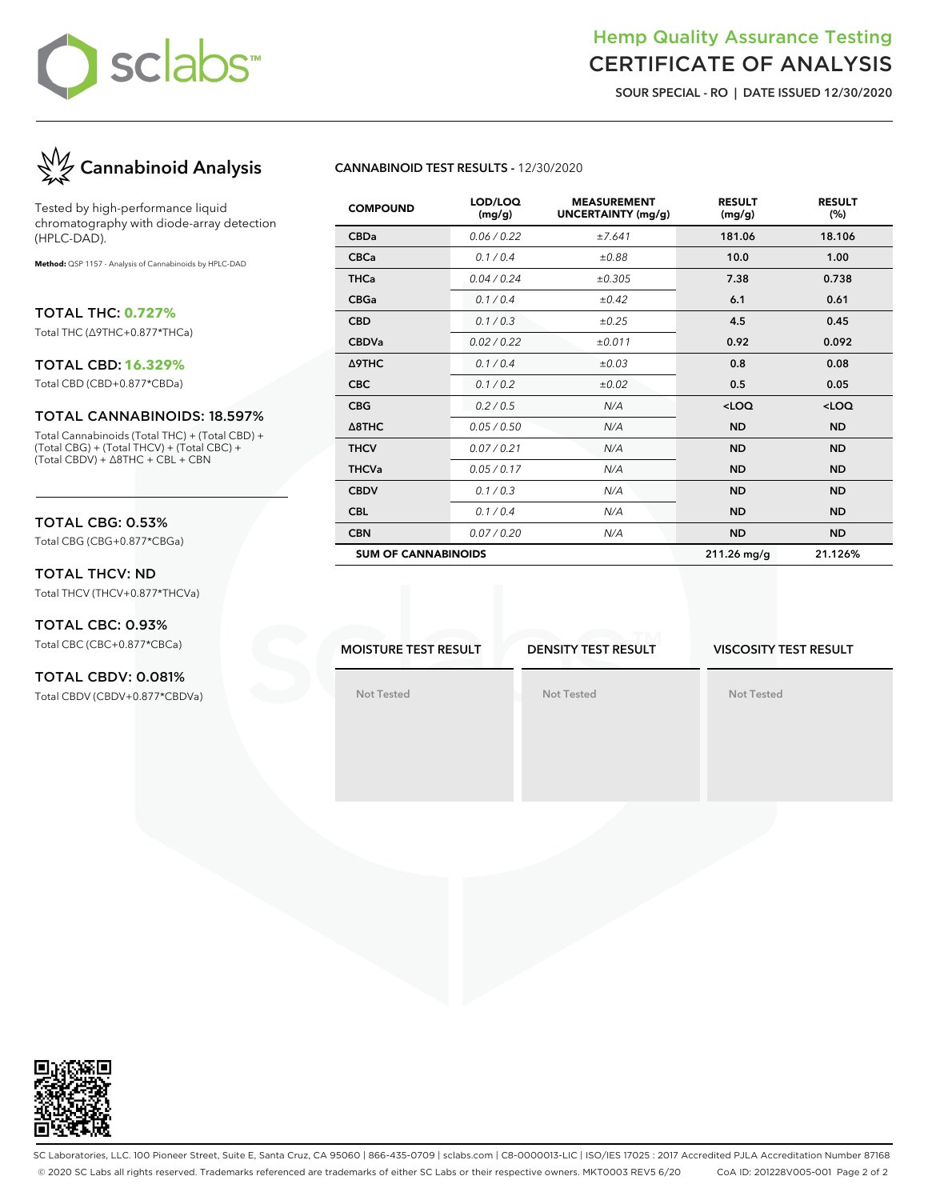# Hemp Quality Assurance Testing
# CERTIFICATE OF ANALYSIS

**SOUR SPECIAL - RO | DATE ISSUED 12/30/2020**

## Cannabinoid Analysis

Tested by high-performance liquid chromatography with diode-array detection (HPLC-DAD).

**Method:** QSP 1157 - Analysis of Cannabinoids by HPLC-DAD

**TOTAL THC: 0.727%**
Total THC (Δ9THC+0.877*THCa)

**TOTAL CBD: 16.329%**
Total CBD (CBD+0.877*CBDa)

**TOTAL CANNABINOIDS: 18.597%**
Total Cannabinoids (Total THC) + (Total CBD) + (Total CBG) + (Total THCV) + (Total CBC) + (Total CBDV) + Δ8THC + CBL + CBN

**TOTAL CBG: 0.53%**
Total CBG (CBG+0.877*CBGa)

**TOTAL THCV: ND**
Total THCV (THCV+0.877*THCVa)

**TOTAL CBC: 0.93%**
Total CBC (CBC+0.877*CBCa)

**TOTAL CBDV: 0.081%**
Total CBDV (CBDV+0.877*CBDVa)

### CANNABINOID TEST RESULTS - 12/30/2020

| COMPOUND | LOD/LOQ (mg/g) | MEASUREMENT UNCERTAINTY (mg/g) | RESULT (mg/g) | RESULT (%) |
|---|---|---|---|---|
| CBDa | 0.06 / 0.22 | ±7.641 | 181.06 | 18.106 |
| CBCa | 0.1 / 0.4 | ±0.88 | 10.0 | 1.00 |
| THCa | 0.04 / 0.24 | ±0.305 | 7.38 | 0.738 |
| CBGa | 0.1 / 0.4 | ±0.42 | 6.1 | 0.61 |
| CBD | 0.1 / 0.3 | ±0.25 | 4.5 | 0.45 |
| CBDVa | 0.02 / 0.22 | ±0.011 | 0.92 | 0.092 |
| Δ9THC | 0.1 / 0.4 | ±0.03 | 0.8 | 0.08 |
| CBC | 0.1 / 0.2 | ±0.02 | 0.5 | 0.05 |
| CBG | 0.2 / 0.5 | N/A | <LOQ | <LOQ |
| Δ8THC | 0.05 / 0.50 | N/A | ND | ND |
| THCV | 0.07 / 0.21 | N/A | ND | ND |
| THCVa | 0.05 / 0.17 | N/A | ND | ND |
| CBDV | 0.1 / 0.3 | N/A | ND | ND |
| CBL | 0.1 / 0.4 | N/A | ND | ND |
| CBN | 0.07 / 0.20 | N/A | ND | ND |
| **SUM OF CANNABINOIDS** | | | **211.26 mg/g** | **21.126%** |

| MOISTURE TEST RESULT | DENSITY TEST RESULT | VISCOSITY TEST RESULT |
|---|---|---|
| Not Tested | Not Tested | Not Tested |

SC Laboratories, LLC. 100 Pioneer Street, Suite E, Santa Cruz, CA 95060 | 866-435-0709 | sclabs.com | C8-0000013-LIC | ISO/IES 17025 : 2017 Accredited PJLA Accreditation Number 87168
© 2020 SC Labs all rights reserved. Trademarks referenced are trademarks of either SC Labs or their respective owners. MKT0003 REV5 6/20 CoA ID: 201228V005-001